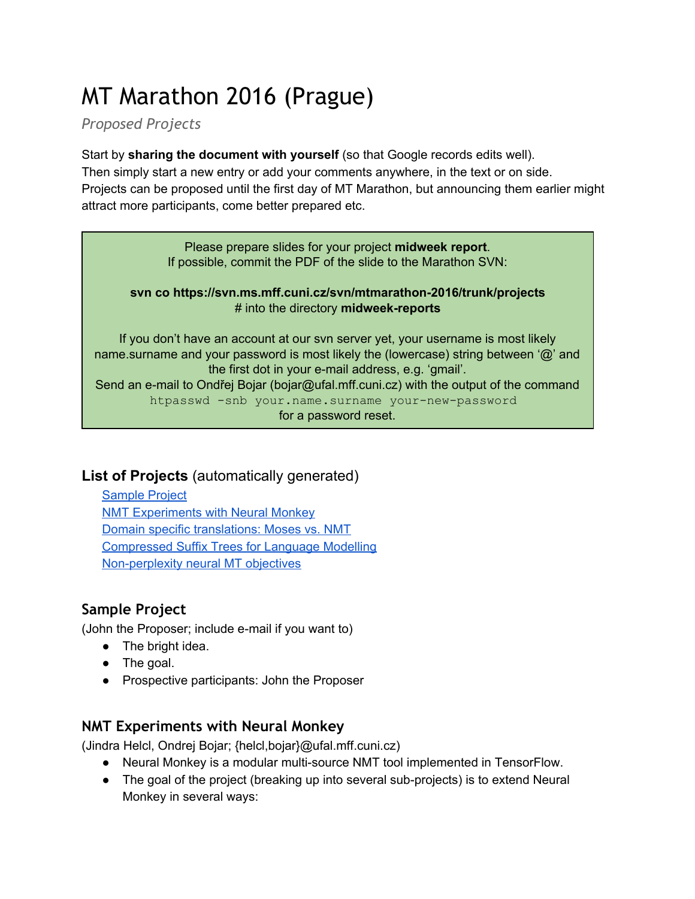# MT Marathon 2016 (Prague)

*Proposed Projects*

Start by **sharing the document with yourself** (so that Google records edits well).
Then simply start a new entry or add your comments anywhere, in the text or on side.
Projects can be proposed until the first day of MT Marathon, but announcing them earlier might attract more participants, come better prepared etc.

> Please prepare slides for your project **midweek report**.
> If possible, commit the PDF of the slide to the Marathon SVN:
>
> **svn co https://svn.ms.mff.cuni.cz/svn/mtmarathon-2016/trunk/projects**
> # into the directory **midweek-reports**
>
> If you don't have an account at our svn server yet, your username is most likely name.surname and your password is most likely the (lowercase) string between '@' and the first dot in your e-mail address, e.g. 'gmail'.
> Send an e-mail to Ondřej Bojar (bojar@ufal.mff.cuni.cz) with the output of the command
> `htpasswd -snb your.name.surname your-new-password`
> for a password reset.

## List of Projects (automatically generated)

- Sample Project
- NMT Experiments with Neural Monkey
- Domain specific translations: Moses vs. NMT
- Compressed Suffix Trees for Language Modelling
- Non-perplexity neural MT objectives

## Sample Project

(John the Proposer; include e-mail if you want to)

- The bright idea.
- The goal.
- Prospective participants: John the Proposer

## NMT Experiments with Neural Monkey

(Jindra Helcl, Ondrej Bojar; {helcl,bojar}@ufal.mff.cuni.cz)

- Neural Monkey is a modular multi-source NMT tool implemented in TensorFlow.
- The goal of the project (breaking up into several sub-projects) is to extend Neural Monkey in several ways: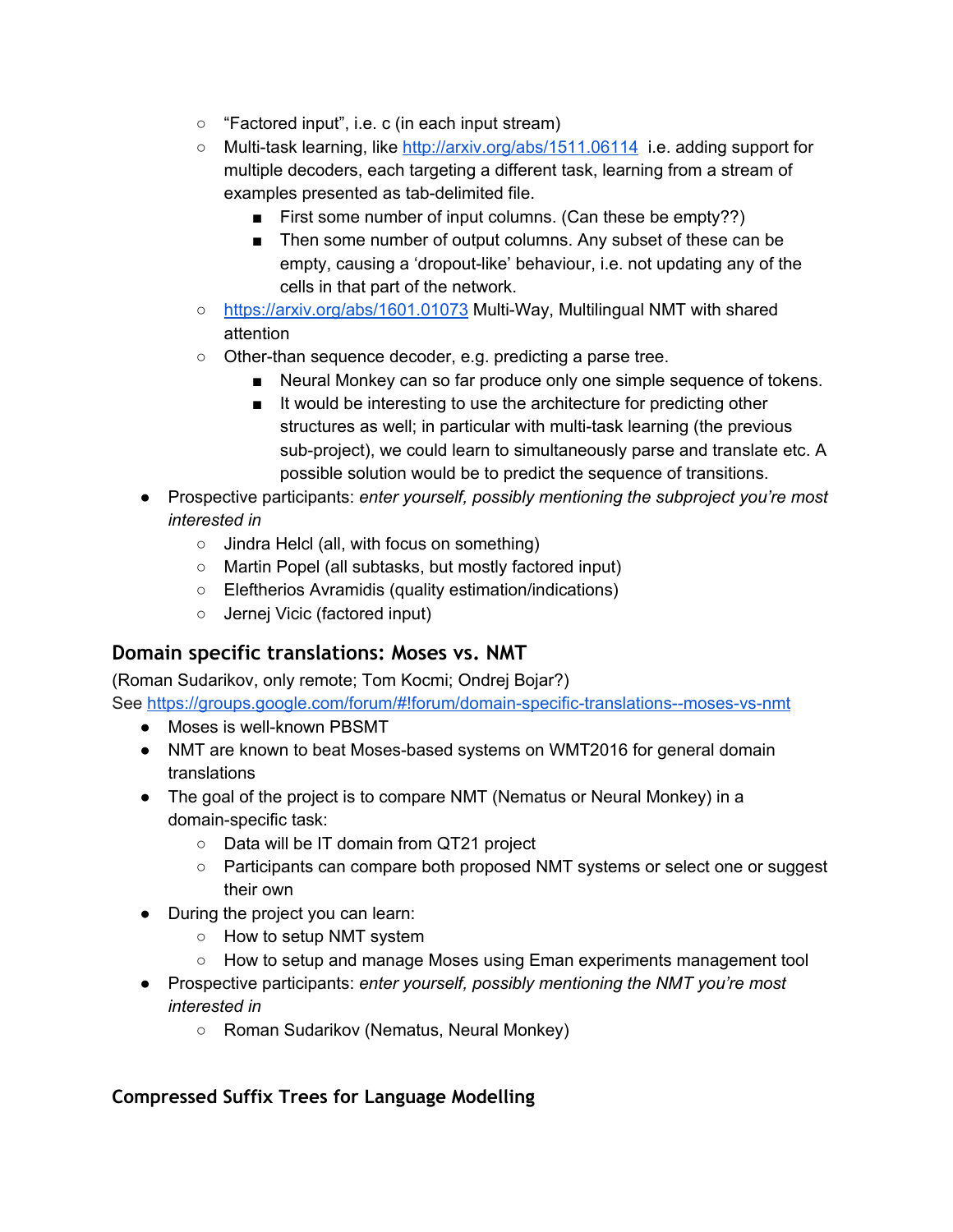- "Factored input", i.e. c (in each input stream)
  - Multi-task learning, like http://arxiv.org/abs/1511.06114 i.e. adding support for multiple decoders, each targeting a different task, learning from a stream of examples presented as tab-delimited file.
    - First some number of input columns. (Can these be empty??)
    - Then some number of output columns. Any subset of these can be empty, causing a 'dropout-like' behaviour, i.e. not updating any of the cells in that part of the network.
  - https://arxiv.org/abs/1601.01073 Multi-Way, Multilingual NMT with shared attention
  - Other-than sequence decoder, e.g. predicting a parse tree.
    - Neural Monkey can so far produce only one simple sequence of tokens.
    - It would be interesting to use the architecture for predicting other structures as well; in particular with multi-task learning (the previous sub-project), we could learn to simultaneously parse and translate etc. A possible solution would be to predict the sequence of transitions.
- Prospective participants: *enter yourself, possibly mentioning the subproject you're most interested in*
  - Jindra Helcl (all, with focus on something)
  - Martin Popel (all subtasks, but mostly factored input)
  - Eleftherios Avramidis (quality estimation/indications)
  - Jernej Vicic (factored input)

## Domain specific translations: Moses vs. NMT

(Roman Sudarikov, only remote; Tom Kocmi; Ondrej Bojar?)
See https://groups.google.com/forum/#!forum/domain-specific-translations--moses-vs-nmt

- Moses is well-known PBSMT
- NMT are known to beat Moses-based systems on WMT2016 for general domain translations
- The goal of the project is to compare NMT (Nematus or Neural Monkey) in a domain-specific task:
  - Data will be IT domain from QT21 project
  - Participants can compare both proposed NMT systems or select one or suggest their own
- During the project you can learn:
  - How to setup NMT system
  - How to setup and manage Moses using Eman experiments management tool
- Prospective participants: *enter yourself, possibly mentioning the NMT you're most interested in*
  - Roman Sudarikov (Nematus, Neural Monkey)

## Compressed Suffix Trees for Language Modelling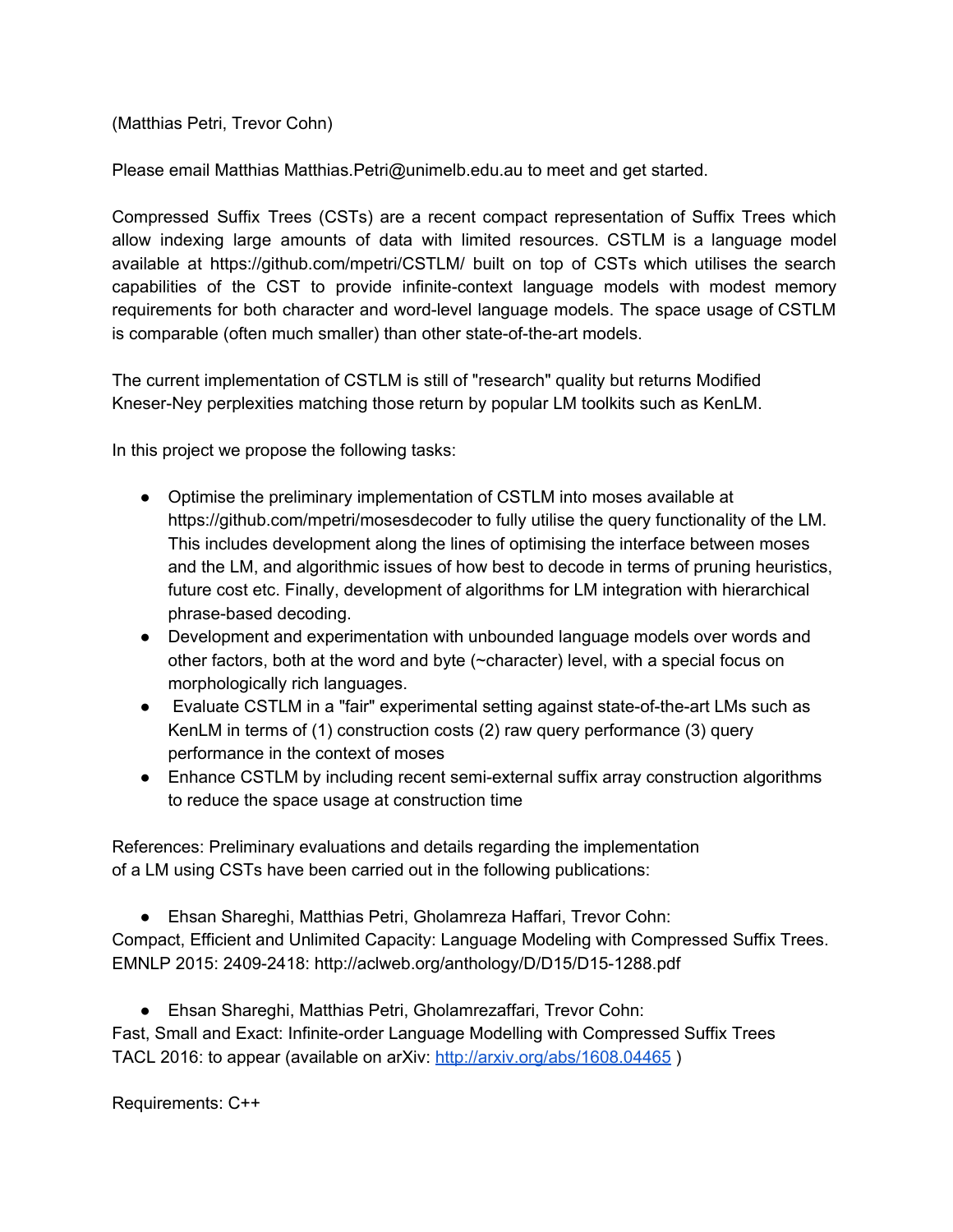(Matthias Petri, Trevor Cohn)

Please email Matthias Matthias.Petri@unimelb.edu.au to meet and get started.

Compressed Suffix Trees (CSTs) are a recent compact representation of Suffix Trees which allow indexing large amounts of data with limited resources. CSTLM is a language model available at https://github.com/mpetri/CSTLM/ built on top of CSTs which utilises the search capabilities of the CST to provide infinite-context language models with modest memory requirements for both character and word-level language models. The space usage of CSTLM is comparable (often much smaller) than other state-of-the-art models.

The current implementation of CSTLM is still of "research" quality but returns Modified Kneser-Ney perplexities matching those return by popular LM toolkits such as KenLM.

In this project we propose the following tasks:

- Optimise the preliminary implementation of CSTLM into moses available at https://github.com/mpetri/mosesdecoder to fully utilise the query functionality of the LM. This includes development along the lines of optimising the interface between moses and the LM, and algorithmic issues of how best to decode in terms of pruning heuristics, future cost etc. Finally, development of algorithms for LM integration with hierarchical phrase-based decoding.
- Development and experimentation with unbounded language models over words and other factors, both at the word and byte (~character) level, with a special focus on morphologically rich languages.
- Evaluate CSTLM in a "fair" experimental setting against state-of-the-art LMs such as KenLM in terms of (1) construction costs (2) raw query performance (3) query performance in the context of moses
- Enhance CSTLM by including recent semi-external suffix array construction algorithms to reduce the space usage at construction time

References: Preliminary evaluations and details regarding the implementation of a LM using CSTs have been carried out in the following publications:

- Ehsan Shareghi, Matthias Petri, Gholamreza Haffari, Trevor Cohn:

Compact, Efficient and Unlimited Capacity: Language Modeling with Compressed Suffix Trees. EMNLP 2015: 2409-2418: http://aclweb.org/anthology/D/D15/D15-1288.pdf

- Ehsan Shareghi, Matthias Petri, Gholamrezaffari, Trevor Cohn:

Fast, Small and Exact: Infinite-order Language Modelling with Compressed Suffix Trees TACL 2016: to appear (available on arXiv: http://arxiv.org/abs/1608.04465 )

Requirements: C++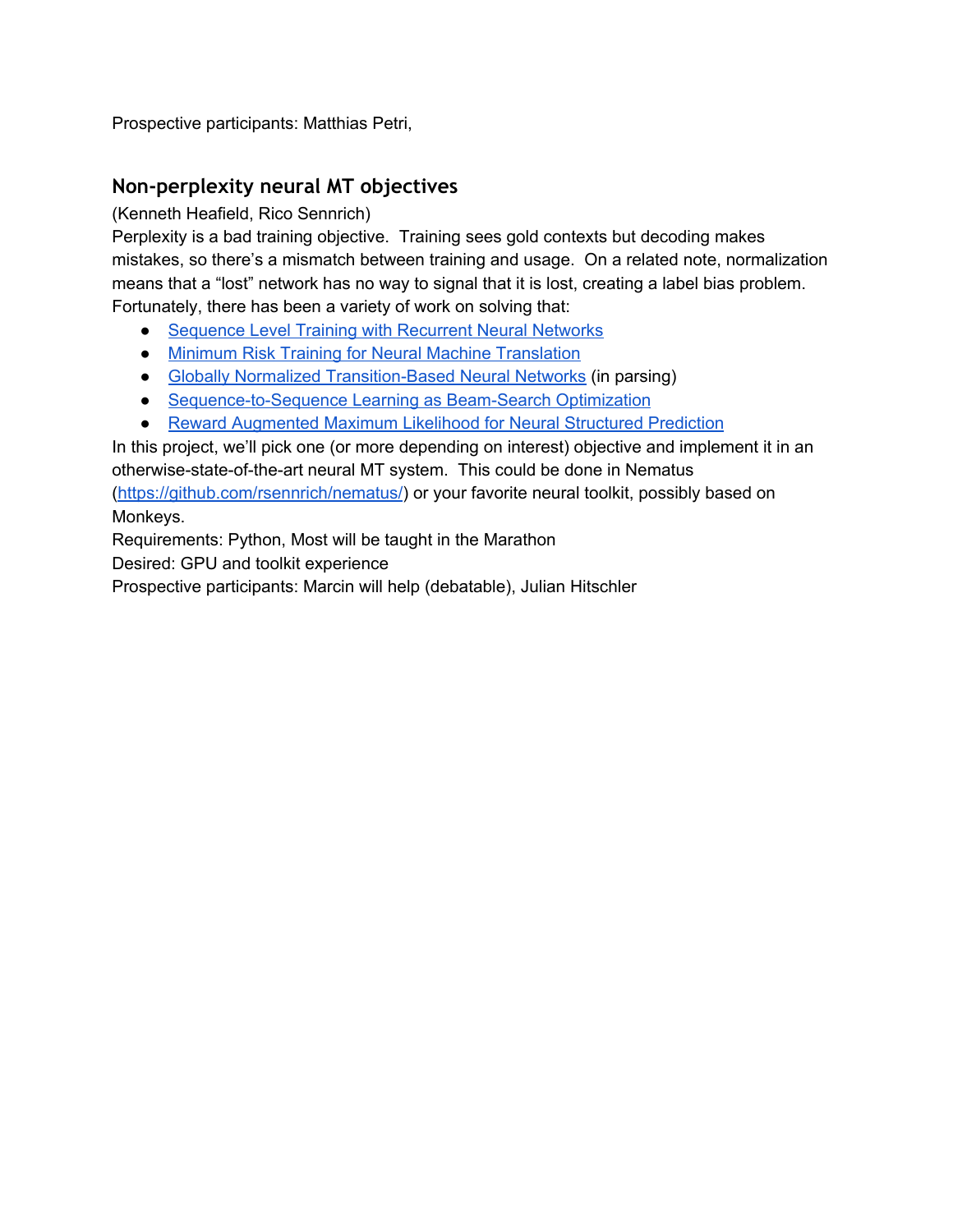Prospective participants: Matthias Petri,

## Non-perplexity neural MT objectives

(Kenneth Heafield, Rico Sennrich)

Perplexity is a bad training objective. Training sees gold contexts but decoding makes mistakes, so there's a mismatch between training and usage. On a related note, normalization means that a "lost" network has no way to signal that it is lost, creating a label bias problem. Fortunately, there has been a variety of work on solving that:

- Sequence Level Training with Recurrent Neural Networks
- Minimum Risk Training for Neural Machine Translation
- Globally Normalized Transition-Based Neural Networks (in parsing)
- Sequence-to-Sequence Learning as Beam-Search Optimization
- Reward Augmented Maximum Likelihood for Neural Structured Prediction

In this project, we'll pick one (or more depending on interest) objective and implement it in an otherwise-state-of-the-art neural MT system. This could be done in Nematus (https://github.com/rsennrich/nematus/) or your favorite neural toolkit, possibly based on Monkeys.

Requirements: Python, Most will be taught in the Marathon

Desired: GPU and toolkit experience

Prospective participants: Marcin will help (debatable), Julian Hitschler